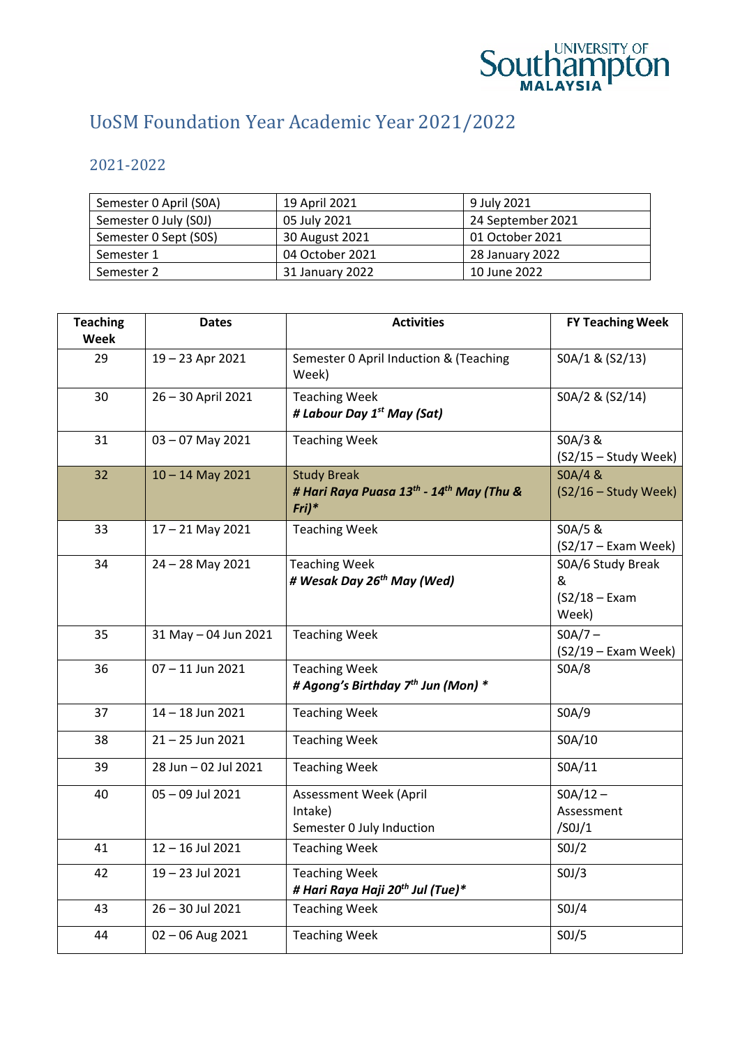# UoSM Foundation Year Academic Year 2021/2022

## 2021-2022

| Semester 0 April (S0A) | 19 April 2021 | 9 July 2021 |
|---|---|---|
| Semester 0 July (S0J) | 05 July 2021 | 24 September 2021 |
| Semester 0 Sept (S0S) | 30 August 2021 | 01 October 2021 |
| Semester 1 | 04 October 2021 | 28 January 2022 |
| Semester 2 | 31 January 2022 | 10 June 2022 |

| Teaching Week | Dates | Activities | FY Teaching Week |
|---|---|---|---|
| 29 | 19 – 23 Apr 2021 | Semester 0 April Induction & (Teaching Week) | S0A/1 & (S2/13) |
| 30 | 26 – 30 April 2021 | Teaching Week<br>***# Labour Day 1st May (Sat)*** | S0A/2 & (S2/14) |
| 31 | 03 – 07 May 2021 | Teaching Week | S0A/3 & (S2/15 – Study Week) |
| 32 | 10 – 14 May 2021 | Study Break<br>***# Hari Raya Puasa 13th - 14th May (Thu & Fri)**** | S0A/4 & (S2/16 – Study Week) |
| 33 | 17 – 21 May 2021 | Teaching Week | S0A/5 & (S2/17 – Exam Week) |
| 34 | 24 – 28 May 2021 | Teaching Week<br>***# Wesak Day 26th May (Wed)*** | S0A/6 Study Break & (S2/18 – Exam Week) |
| 35 | 31 May – 04 Jun 2021 | Teaching Week | S0A/7 – (S2/19 – Exam Week) |
| 36 | 07 – 11 Jun 2021 | Teaching Week<br>***# Agong's Birthday 7th Jun (Mon) **** | S0A/8 |
| 37 | 14 – 18 Jun 2021 | Teaching Week | S0A/9 |
| 38 | 21 – 25 Jun 2021 | Teaching Week | S0A/10 |
| 39 | 28 Jun – 02 Jul 2021 | Teaching Week | S0A/11 |
| 40 | 05 – 09 Jul 2021 | Assessment Week (April Intake)<br>Semester 0 July Induction | S0A/12 – Assessment /S0J/1 |
| 41 | 12 – 16 Jul 2021 | Teaching Week | S0J/2 |
| 42 | 19 – 23 Jul 2021 | Teaching Week<br>***# Hari Raya Haji 20th Jul (Tue)**** | S0J/3 |
| 43 | 26 – 30 Jul 2021 | Teaching Week | S0J/4 |
| 44 | 02 – 06 Aug 2021 | Teaching Week | S0J/5 |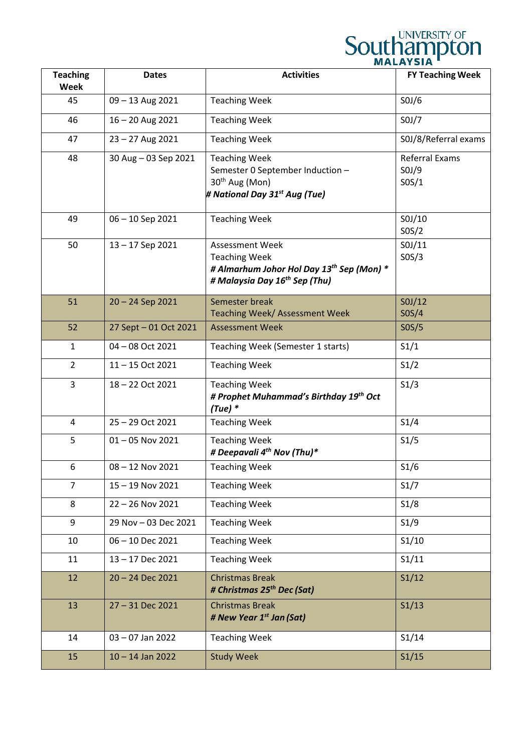| Teaching Week | Dates | Activities | FY Teaching Week |
|---|---|---|---|
| 45 | 09 – 13 Aug 2021 | Teaching Week | S0J/6 |
| 46 | 16 – 20 Aug 2021 | Teaching Week | S0J/7 |
| 47 | 23 – 27 Aug 2021 | Teaching Week | S0J/8/Referral exams |
| 48 | 30 Aug – 03 Sep 2021 | Teaching Week<br>Semester 0 September Induction – 30th Aug (Mon)<br>***# National Day 31st Aug (Tue)*** | Referral Exams<br>S0J/9<br>S0S/1 |
| 49 | 06 – 10 Sep 2021 | Teaching Week | S0J/10<br>S0S/2 |
| 50 | 13 – 17 Sep 2021 | Assessment Week<br>Teaching Week<br>***# Almarhum Johor Hol Day 13th Sep (Mon) \****<br>***# Malaysia Day 16th Sep (Thu)*** | S0J/11<br>S0S/3 |
| 51 | 20 – 24 Sep 2021 | Semester break<br>Teaching Week/ Assessment Week | S0J/12<br>S0S/4 |
| 52 | 27 Sept – 01 Oct 2021 | Assessment Week | S0S/5 |
| 1 | 04 – 08 Oct 2021 | Teaching Week (Semester 1 starts) | S1/1 |
| 2 | 11 – 15 Oct 2021 | Teaching Week | S1/2 |
| 3 | 18 – 22 Oct 2021 | Teaching Week<br>***# Prophet Muhammad's Birthday 19th Oct (Tue) \**** | S1/3 |
| 4 | 25 – 29 Oct 2021 | Teaching Week | S1/4 |
| 5 | 01 – 05 Nov 2021 | Teaching Week<br>***# Deepavali 4th Nov (Thu)\**** | S1/5 |
| 6 | 08 – 12 Nov 2021 | Teaching Week | S1/6 |
| 7 | 15 – 19 Nov 2021 | Teaching Week | S1/7 |
| 8 | 22 – 26 Nov 2021 | Teaching Week | S1/8 |
| 9 | 29 Nov – 03 Dec 2021 | Teaching Week | S1/9 |
| 10 | 06 – 10 Dec 2021 | Teaching Week | S1/10 |
| 11 | 13 – 17 Dec 2021 | Teaching Week | S1/11 |
| 12 | 20 – 24 Dec 2021 | Christmas Break<br>***# Christmas 25th Dec (Sat)*** | S1/12 |
| 13 | 27 – 31 Dec 2021 | Christmas Break<br>***# New Year 1st Jan (Sat)*** | S1/13 |
| 14 | 03 – 07 Jan 2022 | Teaching Week | S1/14 |
| 15 | 10 – 14 Jan 2022 | Study Week | S1/15 |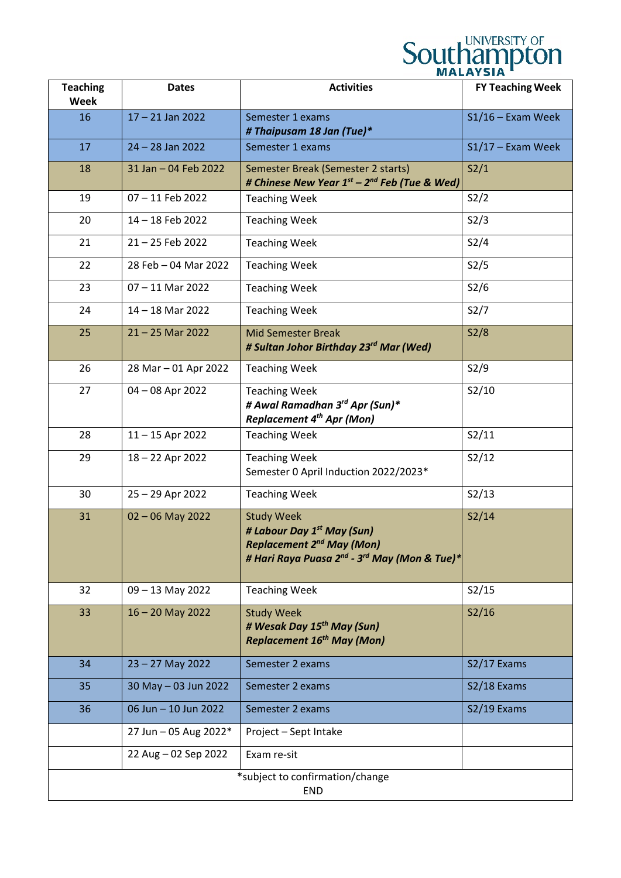| Teaching Week | Dates | Activities | FY Teaching Week |
|---|---|---|---|
| 16 | 17 – 21 Jan 2022 | Semester 1 exams<br>***# Thaipusam 18 Jan (Tue)**** | S1/16 – Exam Week |
| 17 | 24 – 28 Jan 2022 | Semester 1 exams | S1/17 – Exam Week |
| 18 | 31 Jan – 04 Feb 2022 | Semester Break (Semester 2 starts)<br>***# Chinese New Year 1st – 2nd Feb (Tue & Wed)*** | S2/1 |
| 19 | 07 – 11 Feb 2022 | Teaching Week | S2/2 |
| 20 | 14 – 18 Feb 2022 | Teaching Week | S2/3 |
| 21 | 21 – 25 Feb 2022 | Teaching Week | S2/4 |
| 22 | 28 Feb – 04 Mar 2022 | Teaching Week | S2/5 |
| 23 | 07 – 11 Mar 2022 | Teaching Week | S2/6 |
| 24 | 14 – 18 Mar 2022 | Teaching Week | S2/7 |
| 25 | 21 – 25 Mar 2022 | Mid Semester Break<br>***# Sultan Johor Birthday 23rd Mar (Wed)*** | S2/8 |
| 26 | 28 Mar – 01 Apr 2022 | Teaching Week | S2/9 |
| 27 | 04 – 08 Apr 2022 | Teaching Week<br>***# Awal Ramadhan 3rd Apr (Sun)****<br>***Replacement 4th Apr (Mon)*** | S2/10 |
| 28 | 11 – 15 Apr 2022 | Teaching Week | S2/11 |
| 29 | 18 – 22 Apr 2022 | Teaching Week<br>Semester 0 April Induction 2022/2023* | S2/12 |
| 30 | 25 – 29 Apr 2022 | Teaching Week | S2/13 |
| 31 | 02 – 06 May 2022 | Study Week<br>***# Labour Day 1st May (Sun)***<br>***Replacement 2nd May (Mon)***<br>***# Hari Raya Puasa 2nd - 3rd May (Mon & Tue)**** | S2/14 |
| 32 | 09 – 13 May 2022 | Teaching Week | S2/15 |
| 33 | 16 – 20 May 2022 | Study Week<br>***# Wesak Day 15th May (Sun)***<br>***Replacement 16th May (Mon)*** | S2/16 |
| 34 | 23 – 27 May 2022 | Semester 2 exams | S2/17 Exams |
| 35 | 30 May – 03 Jun 2022 | Semester 2 exams | S2/18 Exams |
| 36 | 06 Jun – 10 Jun 2022 | Semester 2 exams | S2/19 Exams |
| | 27 Jun – 05 Aug 2022* | Project – Sept Intake | |
| | 22 Aug – 02 Sep 2022 | Exam re-sit | |

*subject to confirmation/change

END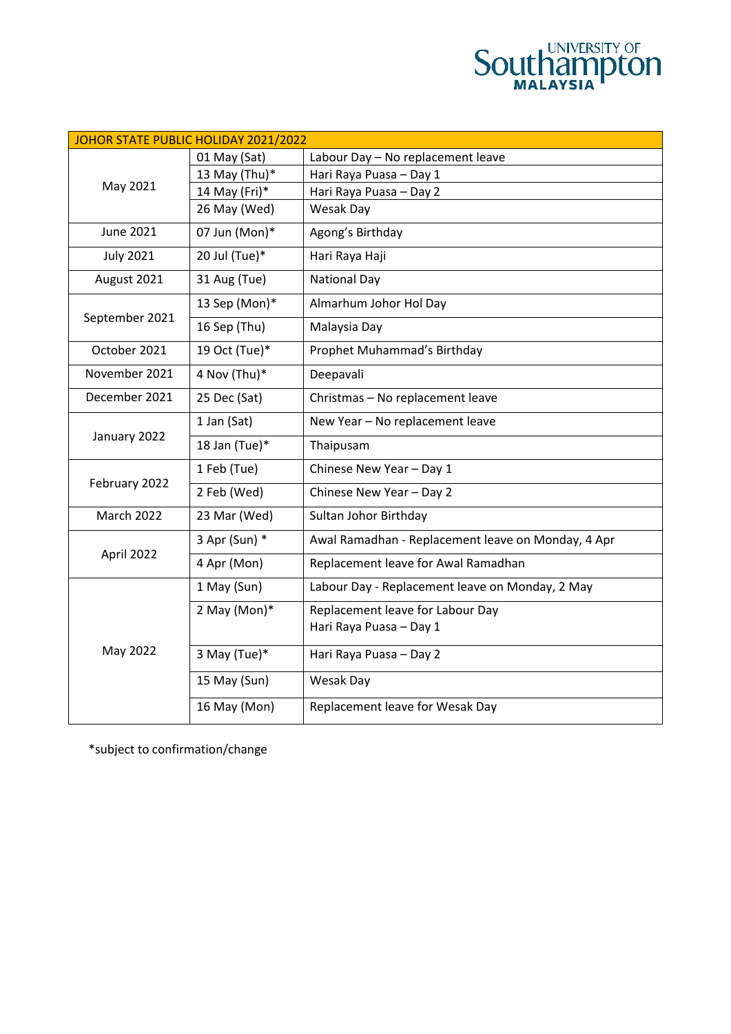| JOHOR STATE PUBLIC HOLIDAY 2021/2022 | | |
|---|---|---|
| May 2021 | 01 May (Sat) | Labour Day – No replacement leave |
| | 13 May (Thu)* | Hari Raya Puasa – Day 1 |
| | 14 May (Fri)* | Hari Raya Puasa – Day 2 |
| | 26 May (Wed) | Wesak Day |
| June 2021 | 07 Jun (Mon)* | Agong's Birthday |
| July 2021 | 20 Jul (Tue)* | Hari Raya Haji |
| August 2021 | 31 Aug (Tue) | National Day |
| September 2021 | 13 Sep (Mon)* | Almarhum Johor Hol Day |
| | 16 Sep (Thu) | Malaysia Day |
| October 2021 | 19 Oct (Tue)* | Prophet Muhammad's Birthday |
| November 2021 | 4 Nov (Thu)* | Deepavali |
| December 2021 | 25 Dec (Sat) | Christmas – No replacement leave |
| January 2022 | 1 Jan (Sat) | New Year – No replacement leave |
| | 18 Jan (Tue)* | Thaipusam |
| February 2022 | 1 Feb (Tue) | Chinese New Year – Day 1 |
| | 2 Feb (Wed) | Chinese New Year – Day 2 |
| March 2022 | 23 Mar (Wed) | Sultan Johor Birthday |
| April 2022 | 3 Apr (Sun) * | Awal Ramadhan - Replacement leave on Monday, 4 Apr |
| | 4 Apr (Mon) | Replacement leave for Awal Ramadhan |
| May 2022 | 1 May (Sun) | Labour Day - Replacement leave on Monday, 2 May |
| | 2 May (Mon)* | Replacement leave for Labour Day<br>Hari Raya Puasa – Day 1 |
| | 3 May (Tue)* | Hari Raya Puasa – Day 2 |
| | 15 May (Sun) | Wesak Day |
| | 16 May (Mon) | Replacement leave for Wesak Day |

*subject to confirmation/change